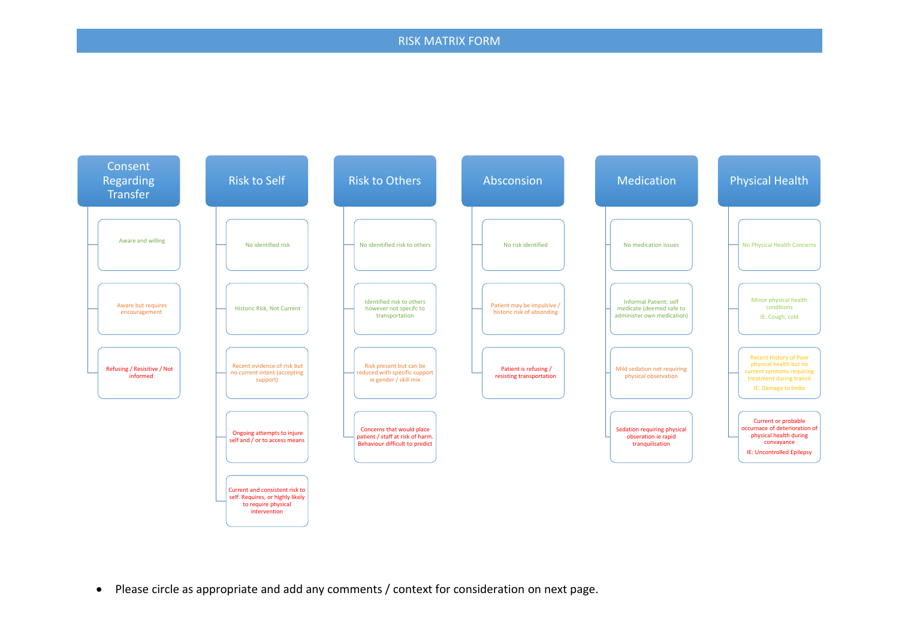# RISK MATRIX FORM

| Consent Regarding Transfer | Risk to Self | Risk to Others | Absconsion | Medication | Physical Health |
|---|---|---|---|---|---|
| Aware and willing | No identified risk | No idenitified risk to others | No risk identified | No medication issues | No Physical Health Concerns |
| Aware but requires encouragement | Historic Risk, Not Current | Identified risk to others however not specifc to transportation | Patient may be impulsive / historic risk of absconding | Informal Patient; self medicate (deemed safe to administer own medication) | Minor physical health conditions<br>IE: Cough, cold |
| Refusing / Resisitive / Not informed | Recent evidence of risk but no current intent (accepting support) | Risk present but can be reduced with specific support ie gender / skill mix | Patient is refusing / resisting transportation | Mild sedation not requiring physical observation | Recent History of Poor physical health but no current symtoms requiring treatment during transit<br>IE: Damage to limbs |
| | Ongoing attempts to injure self and / or to access means | Concerns that would place patient / staff at risk of harm. Behaviour difficult to predict | | Sedation requiring physical obseration ie rapid tranquilisation | Current or probable occurnace of deterioration of physical health during convayance<br>IE: Uncontrolled Epilepsy |
| | Current and consistent risk to self. Requires, or highly likely to require physical intervention | | | | |

- Please circle as appropriate and add any comments / context for consideration on next page.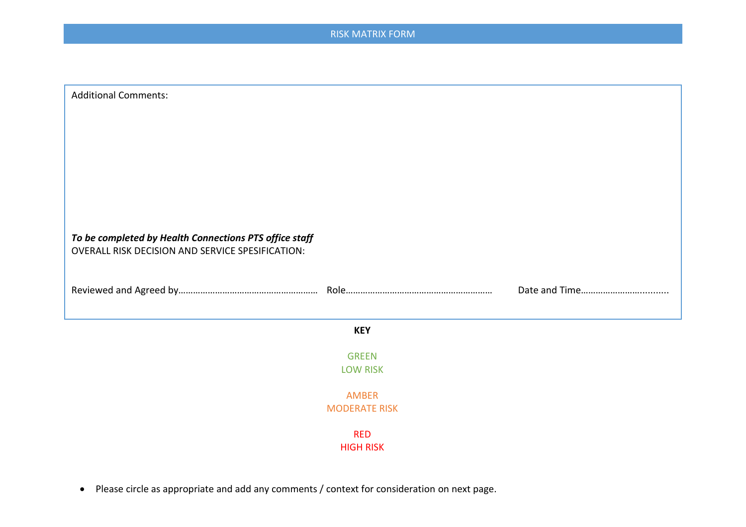# RISK MATRIX FORM

Additional Comments:

***To be completed by Health Connections PTS office staff***

OVERALL RISK DECISION AND SERVICE SPESIFICATION:

Reviewed and Agreed by……………………………………………… Role………………………………………………… Date and Time…………………….........

**KEY**

GREEN
LOW RISK

AMBER
MODERATE RISK

RED
HIGH RISK

- Please circle as appropriate and add any comments / context for consideration on next page.